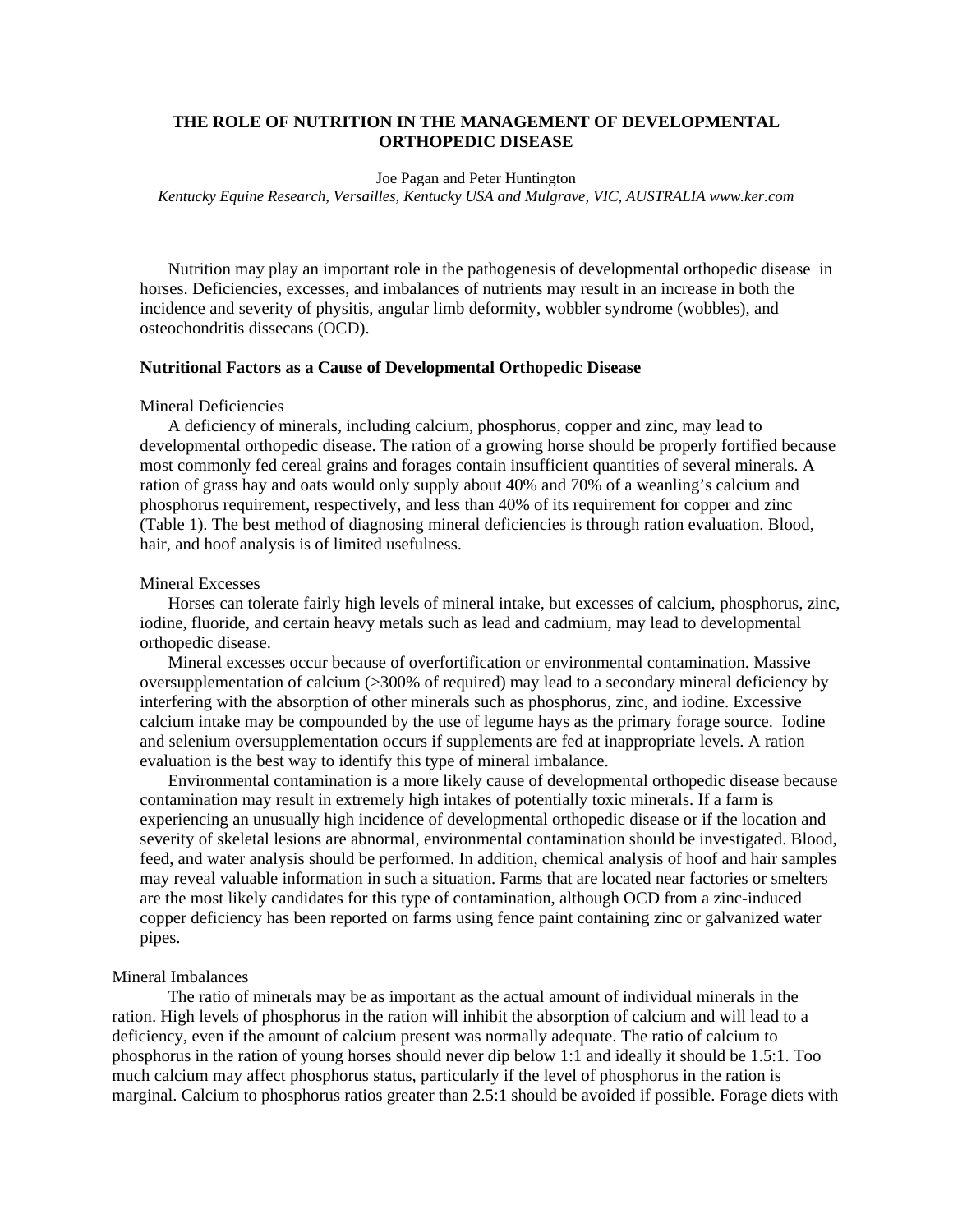# THE ROLE OF NUTRITION IN THE MANAGEMENT OF DEVELOPMENTAL ORTHOPEDIC DISEASE

Joe Pagan and Peter Huntington

*Kentucky Equine Research, Versailles, Kentucky USA and Mulgrave, VIC, AUSTRALIA www.ker.com*

Nutrition may play an important role in the pathogenesis of developmental orthopedic disease in horses. Deficiencies, excesses, and imbalances of nutrients may result in an increase in both the incidence and severity of physitis, angular limb deformity, wobbler syndrome (wobbles), and osteochondritis dissecans (OCD).

## Nutritional Factors as a Cause of Developmental Orthopedic Disease

### Mineral Deficiencies

A deficiency of minerals, including calcium, phosphorus, copper and zinc, may lead to developmental orthopedic disease. The ration of a growing horse should be properly fortified because most commonly fed cereal grains and forages contain insufficient quantities of several minerals. A ration of grass hay and oats would only supply about 40% and 70% of a weanling's calcium and phosphorus requirement, respectively, and less than 40% of its requirement for copper and zinc (Table 1). The best method of diagnosing mineral deficiencies is through ration evaluation. Blood, hair, and hoof analysis is of limited usefulness.

### Mineral Excesses

Horses can tolerate fairly high levels of mineral intake, but excesses of calcium, phosphorus, zinc, iodine, fluoride, and certain heavy metals such as lead and cadmium, may lead to developmental orthopedic disease.

Mineral excesses occur because of overfortification or environmental contamination. Massive oversupplementation of calcium (>300% of required) may lead to a secondary mineral deficiency by interfering with the absorption of other minerals such as phosphorus, zinc, and iodine. Excessive calcium intake may be compounded by the use of legume hays as the primary forage source. Iodine and selenium oversupplementation occurs if supplements are fed at inappropriate levels. A ration evaluation is the best way to identify this type of mineral imbalance.

Environmental contamination is a more likely cause of developmental orthopedic disease because contamination may result in extremely high intakes of potentially toxic minerals. If a farm is experiencing an unusually high incidence of developmental orthopedic disease or if the location and severity of skeletal lesions are abnormal, environmental contamination should be investigated. Blood, feed, and water analysis should be performed. In addition, chemical analysis of hoof and hair samples may reveal valuable information in such a situation. Farms that are located near factories or smelters are the most likely candidates for this type of contamination, although OCD from a zinc-induced copper deficiency has been reported on farms using fence paint containing zinc or galvanized water pipes.

### Mineral Imbalances

The ratio of minerals may be as important as the actual amount of individual minerals in the ration. High levels of phosphorus in the ration will inhibit the absorption of calcium and will lead to a deficiency, even if the amount of calcium present was normally adequate. The ratio of calcium to phosphorus in the ration of young horses should never dip below 1:1 and ideally it should be 1.5:1. Too much calcium may affect phosphorus status, particularly if the level of phosphorus in the ration is marginal. Calcium to phosphorus ratios greater than 2.5:1 should be avoided if possible. Forage diets with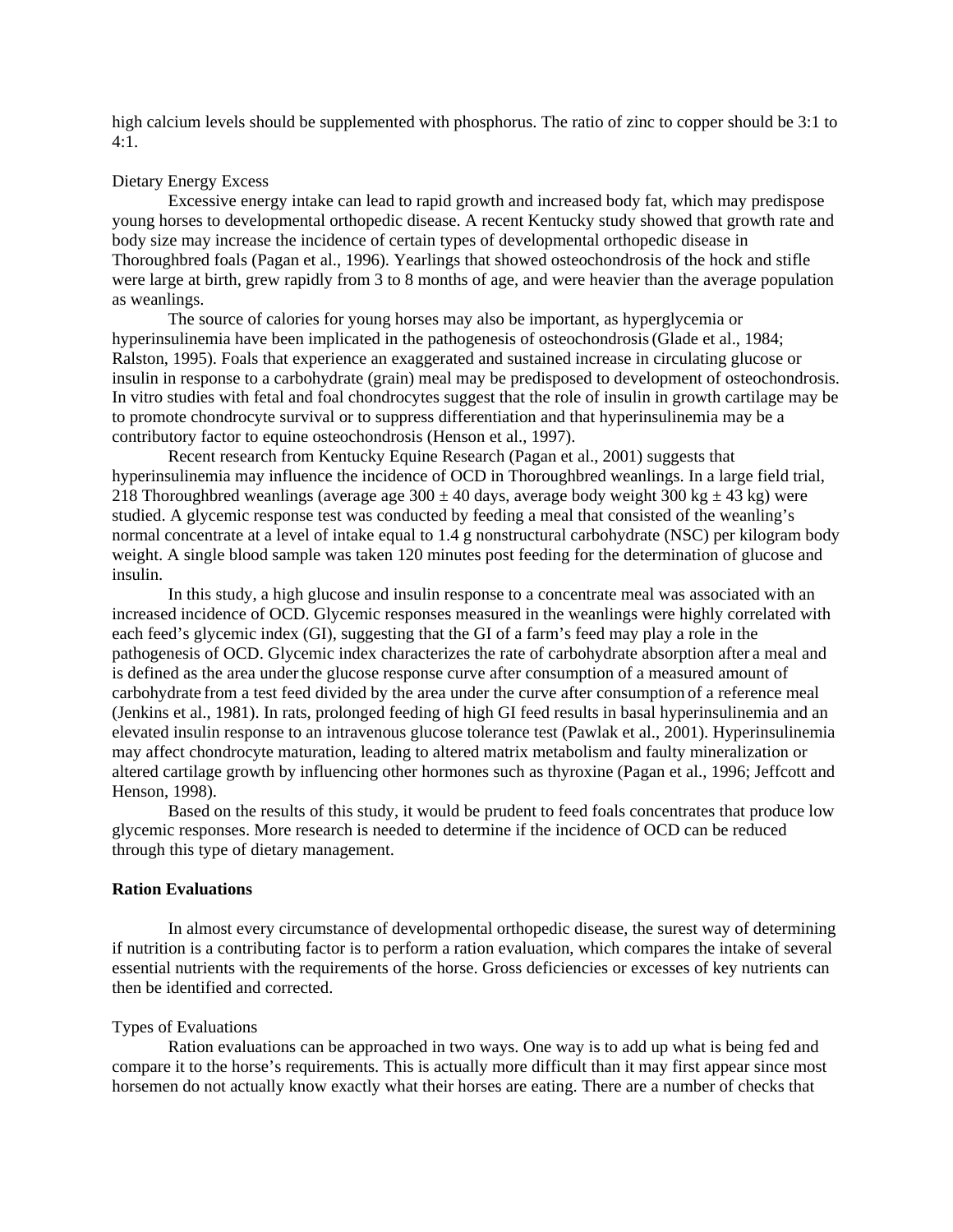high calcium levels should be supplemented with phosphorus. The ratio of zinc to copper should be 3:1 to 4:1.

### Dietary Energy Excess

Excessive energy intake can lead to rapid growth and increased body fat, which may predispose young horses to developmental orthopedic disease. A recent Kentucky study showed that growth rate and body size may increase the incidence of certain types of developmental orthopedic disease in Thoroughbred foals (Pagan et al., 1996). Yearlings that showed osteochondrosis of the hock and stifle were large at birth, grew rapidly from 3 to 8 months of age, and were heavier than the average population as weanlings.

The source of calories for young horses may also be important, as hyperglycemia or hyperinsulinemia have been implicated in the pathogenesis of osteochondrosis (Glade et al., 1984; Ralston, 1995). Foals that experience an exaggerated and sustained increase in circulating glucose or insulin in response to a carbohydrate (grain) meal may be predisposed to development of osteochondrosis. In vitro studies with fetal and foal chondrocytes suggest that the role of insulin in growth cartilage may be to promote chondrocyte survival or to suppress differentiation and that hyperinsulinemia may be a contributory factor to equine osteochondrosis (Henson et al., 1997).

Recent research from Kentucky Equine Research (Pagan et al., 2001) suggests that hyperinsulinemia may influence the incidence of OCD in Thoroughbred weanlings. In a large field trial, 218 Thoroughbred weanlings (average age 300 ± 40 days, average body weight 300 kg ± 43 kg) were studied. A glycemic response test was conducted by feeding a meal that consisted of the weanling's normal concentrate at a level of intake equal to 1.4 g nonstructural carbohydrate (NSC) per kilogram body weight. A single blood sample was taken 120 minutes post feeding for the determination of glucose and insulin.

In this study, a high glucose and insulin response to a concentrate meal was associated with an increased incidence of OCD. Glycemic responses measured in the weanlings were highly correlated with each feed's glycemic index (GI), suggesting that the GI of a farm's feed may play a role in the pathogenesis of OCD. Glycemic index characterizes the rate of carbohydrate absorption after a meal and is defined as the area under the glucose response curve after consumption of a measured amount of carbohydrate from a test feed divided by the area under the curve after consumption of a reference meal (Jenkins et al., 1981). In rats, prolonged feeding of high GI feed results in basal hyperinsulinemia and an elevated insulin response to an intravenous glucose tolerance test (Pawlak et al., 2001). Hyperinsulinemia may affect chondrocyte maturation, leading to altered matrix metabolism and faulty mineralization or altered cartilage growth by influencing other hormones such as thyroxine (Pagan et al., 1996; Jeffcott and Henson, 1998).

Based on the results of this study, it would be prudent to feed foals concentrates that produce low glycemic responses. More research is needed to determine if the incidence of OCD can be reduced through this type of dietary management.

## Ration Evaluations

In almost every circumstance of developmental orthopedic disease, the surest way of determining if nutrition is a contributing factor is to perform a ration evaluation, which compares the intake of several essential nutrients with the requirements of the horse. Gross deficiencies or excesses of key nutrients can then be identified and corrected.

### Types of Evaluations

Ration evaluations can be approached in two ways. One way is to add up what is being fed and compare it to the horse's requirements. This is actually more difficult than it may first appear since most horsemen do not actually know exactly what their horses are eating. There are a number of checks that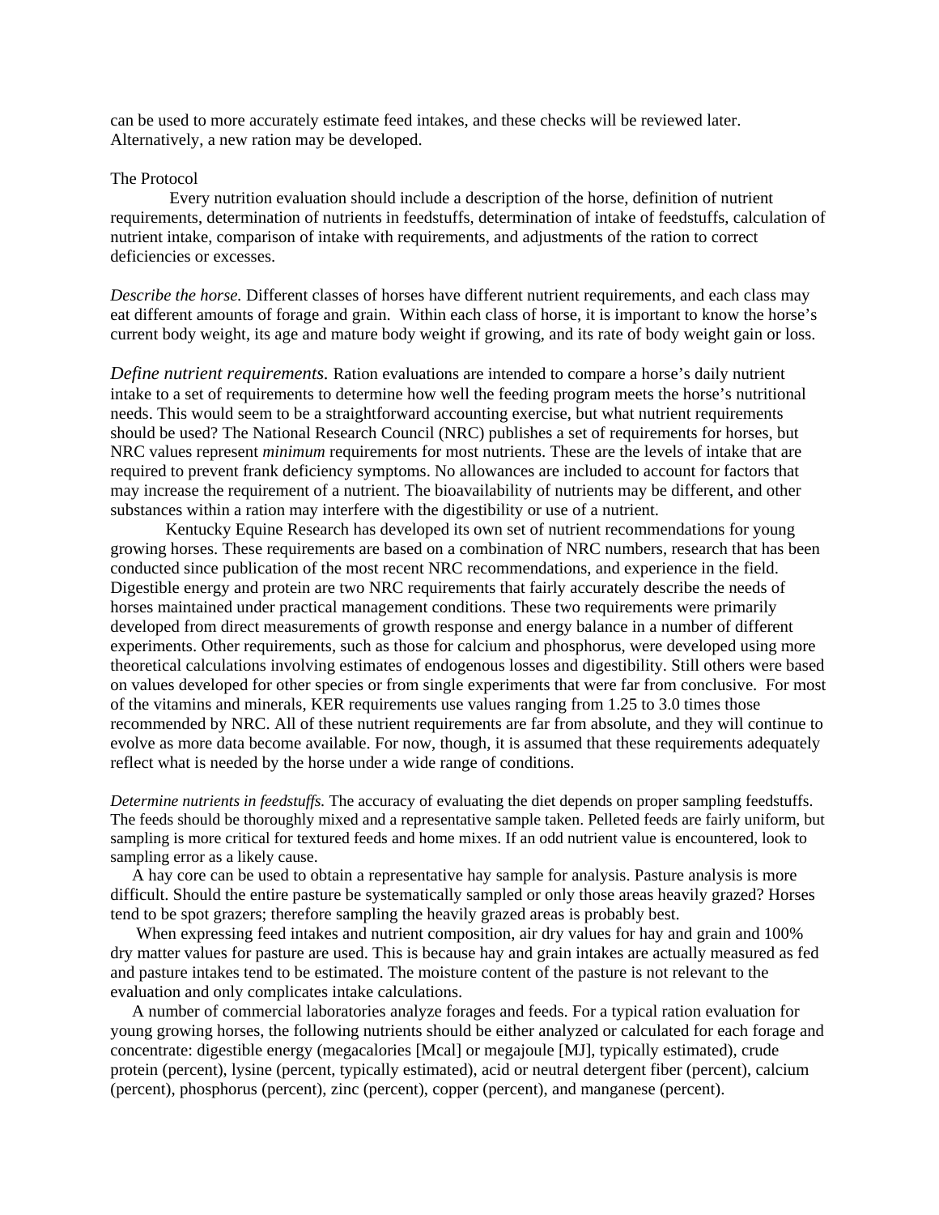can be used to more accurately estimate feed intakes, and these checks will be reviewed later. Alternatively, a new ration may be developed.

The Protocol

Every nutrition evaluation should include a description of the horse, definition of nutrient requirements, determination of nutrients in feedstuffs, determination of intake of feedstuffs, calculation of nutrient intake, comparison of intake with requirements, and adjustments of the ration to correct deficiencies or excesses.

*Describe the horse.* Different classes of horses have different nutrient requirements, and each class may eat different amounts of forage and grain. Within each class of horse, it is important to know the horse's current body weight, its age and mature body weight if growing, and its rate of body weight gain or loss.

*Define nutrient requirements.* Ration evaluations are intended to compare a horse's daily nutrient intake to a set of requirements to determine how well the feeding program meets the horse's nutritional needs. This would seem to be a straightforward accounting exercise, but what nutrient requirements should be used? The National Research Council (NRC) publishes a set of requirements for horses, but NRC values represent *minimum* requirements for most nutrients. These are the levels of intake that are required to prevent frank deficiency symptoms. No allowances are included to account for factors that may increase the requirement of a nutrient. The bioavailability of nutrients may be different, and other substances within a ration may interfere with the digestibility or use of a nutrient.

Kentucky Equine Research has developed its own set of nutrient recommendations for young growing horses. These requirements are based on a combination of NRC numbers, research that has been conducted since publication of the most recent NRC recommendations, and experience in the field. Digestible energy and protein are two NRC requirements that fairly accurately describe the needs of horses maintained under practical management conditions. These two requirements were primarily developed from direct measurements of growth response and energy balance in a number of different experiments. Other requirements, such as those for calcium and phosphorus, were developed using more theoretical calculations involving estimates of endogenous losses and digestibility. Still others were based on values developed for other species or from single experiments that were far from conclusive. For most of the vitamins and minerals, KER requirements use values ranging from 1.25 to 3.0 times those recommended by NRC. All of these nutrient requirements are far from absolute, and they will continue to evolve as more data become available. For now, though, it is assumed that these requirements adequately reflect what is needed by the horse under a wide range of conditions.

*Determine nutrients in feedstuffs.* The accuracy of evaluating the diet depends on proper sampling feedstuffs. The feeds should be thoroughly mixed and a representative sample taken. Pelleted feeds are fairly uniform, but sampling is more critical for textured feeds and home mixes. If an odd nutrient value is encountered, look to sampling error as a likely cause.

A hay core can be used to obtain a representative hay sample for analysis. Pasture analysis is more difficult. Should the entire pasture be systematically sampled or only those areas heavily grazed? Horses tend to be spot grazers; therefore sampling the heavily grazed areas is probably best.

When expressing feed intakes and nutrient composition, air dry values for hay and grain and 100% dry matter values for pasture are used. This is because hay and grain intakes are actually measured as fed and pasture intakes tend to be estimated. The moisture content of the pasture is not relevant to the evaluation and only complicates intake calculations.

A number of commercial laboratories analyze forages and feeds. For a typical ration evaluation for young growing horses, the following nutrients should be either analyzed or calculated for each forage and concentrate: digestible energy (megacalories [Mcal] or megajoule [MJ], typically estimated), crude protein (percent), lysine (percent, typically estimated), acid or neutral detergent fiber (percent), calcium (percent), phosphorus (percent), zinc (percent), copper (percent), and manganese (percent).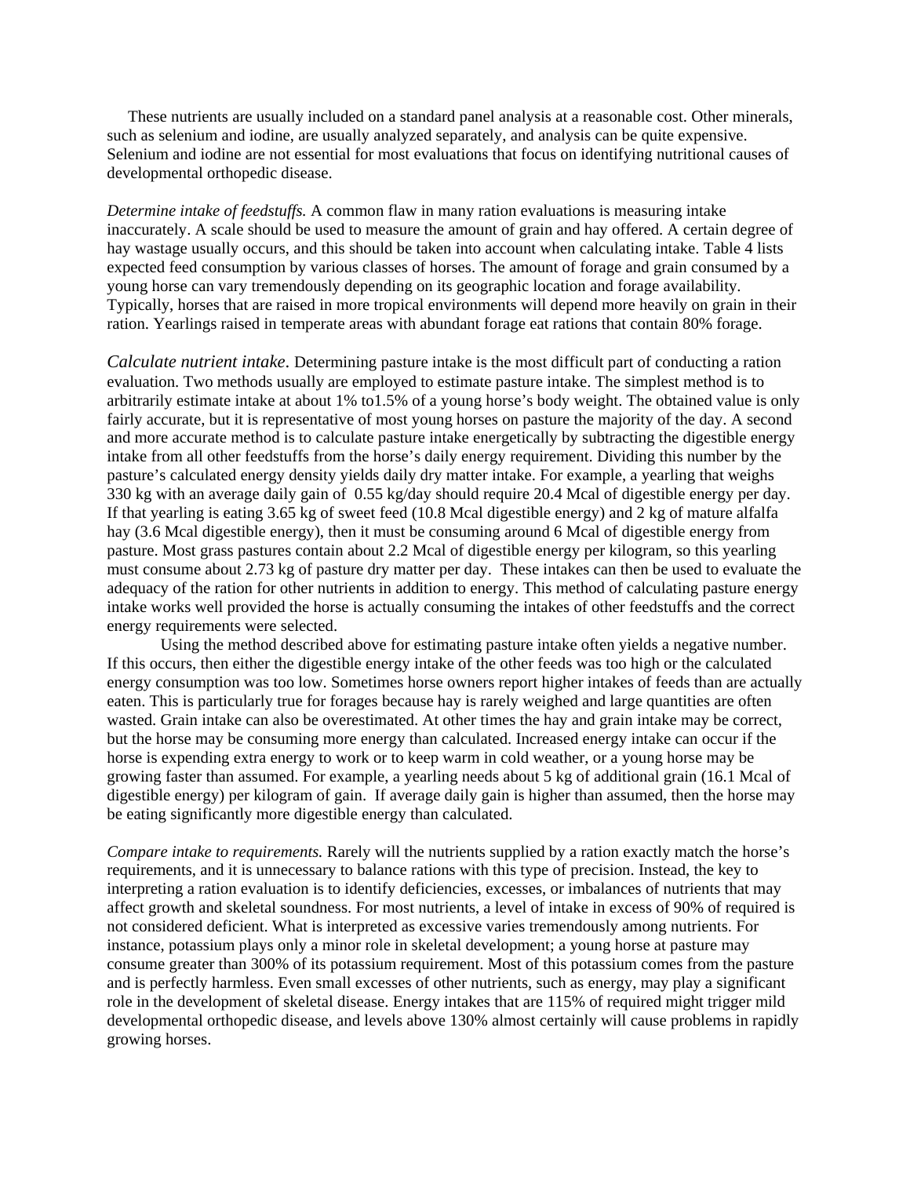These nutrients are usually included on a standard panel analysis at a reasonable cost. Other minerals, such as selenium and iodine, are usually analyzed separately, and analysis can be quite expensive. Selenium and iodine are not essential for most evaluations that focus on identifying nutritional causes of developmental orthopedic disease.

*Determine intake of feedstuffs.* A common flaw in many ration evaluations is measuring intake inaccurately. A scale should be used to measure the amount of grain and hay offered. A certain degree of hay wastage usually occurs, and this should be taken into account when calculating intake. Table 4 lists expected feed consumption by various classes of horses. The amount of forage and grain consumed by a young horse can vary tremendously depending on its geographic location and forage availability. Typically, horses that are raised in more tropical environments will depend more heavily on grain in their ration. Yearlings raised in temperate areas with abundant forage eat rations that contain 80% forage.

*Calculate nutrient intake.* Determining pasture intake is the most difficult part of conducting a ration evaluation. Two methods usually are employed to estimate pasture intake. The simplest method is to arbitrarily estimate intake at about 1% to1.5% of a young horse's body weight. The obtained value is only fairly accurate, but it is representative of most young horses on pasture the majority of the day. A second and more accurate method is to calculate pasture intake energetically by subtracting the digestible energy intake from all other feedstuffs from the horse's daily energy requirement. Dividing this number by the pasture's calculated energy density yields daily dry matter intake. For example, a yearling that weighs 330 kg with an average daily gain of 0.55 kg/day should require 20.4 Mcal of digestible energy per day. If that yearling is eating 3.65 kg of sweet feed (10.8 Mcal digestible energy) and 2 kg of mature alfalfa hay (3.6 Mcal digestible energy), then it must be consuming around 6 Mcal of digestible energy from pasture. Most grass pastures contain about 2.2 Mcal of digestible energy per kilogram, so this yearling must consume about 2.73 kg of pasture dry matter per day. These intakes can then be used to evaluate the adequacy of the ration for other nutrients in addition to energy. This method of calculating pasture energy intake works well provided the horse is actually consuming the intakes of other feedstuffs and the correct energy requirements were selected.

Using the method described above for estimating pasture intake often yields a negative number. If this occurs, then either the digestible energy intake of the other feeds was too high or the calculated energy consumption was too low. Sometimes horse owners report higher intakes of feeds than are actually eaten. This is particularly true for forages because hay is rarely weighed and large quantities are often wasted. Grain intake can also be overestimated. At other times the hay and grain intake may be correct, but the horse may be consuming more energy than calculated. Increased energy intake can occur if the horse is expending extra energy to work or to keep warm in cold weather, or a young horse may be growing faster than assumed. For example, a yearling needs about 5 kg of additional grain (16.1 Mcal of digestible energy) per kilogram of gain. If average daily gain is higher than assumed, then the horse may be eating significantly more digestible energy than calculated.

*Compare intake to requirements.* Rarely will the nutrients supplied by a ration exactly match the horse's requirements, and it is unnecessary to balance rations with this type of precision. Instead, the key to interpreting a ration evaluation is to identify deficiencies, excesses, or imbalances of nutrients that may affect growth and skeletal soundness. For most nutrients, a level of intake in excess of 90% of required is not considered deficient. What is interpreted as excessive varies tremendously among nutrients. For instance, potassium plays only a minor role in skeletal development; a young horse at pasture may consume greater than 300% of its potassium requirement. Most of this potassium comes from the pasture and is perfectly harmless. Even small excesses of other nutrients, such as energy, may play a significant role in the development of skeletal disease. Energy intakes that are 115% of required might trigger mild developmental orthopedic disease, and levels above 130% almost certainly will cause problems in rapidly growing horses.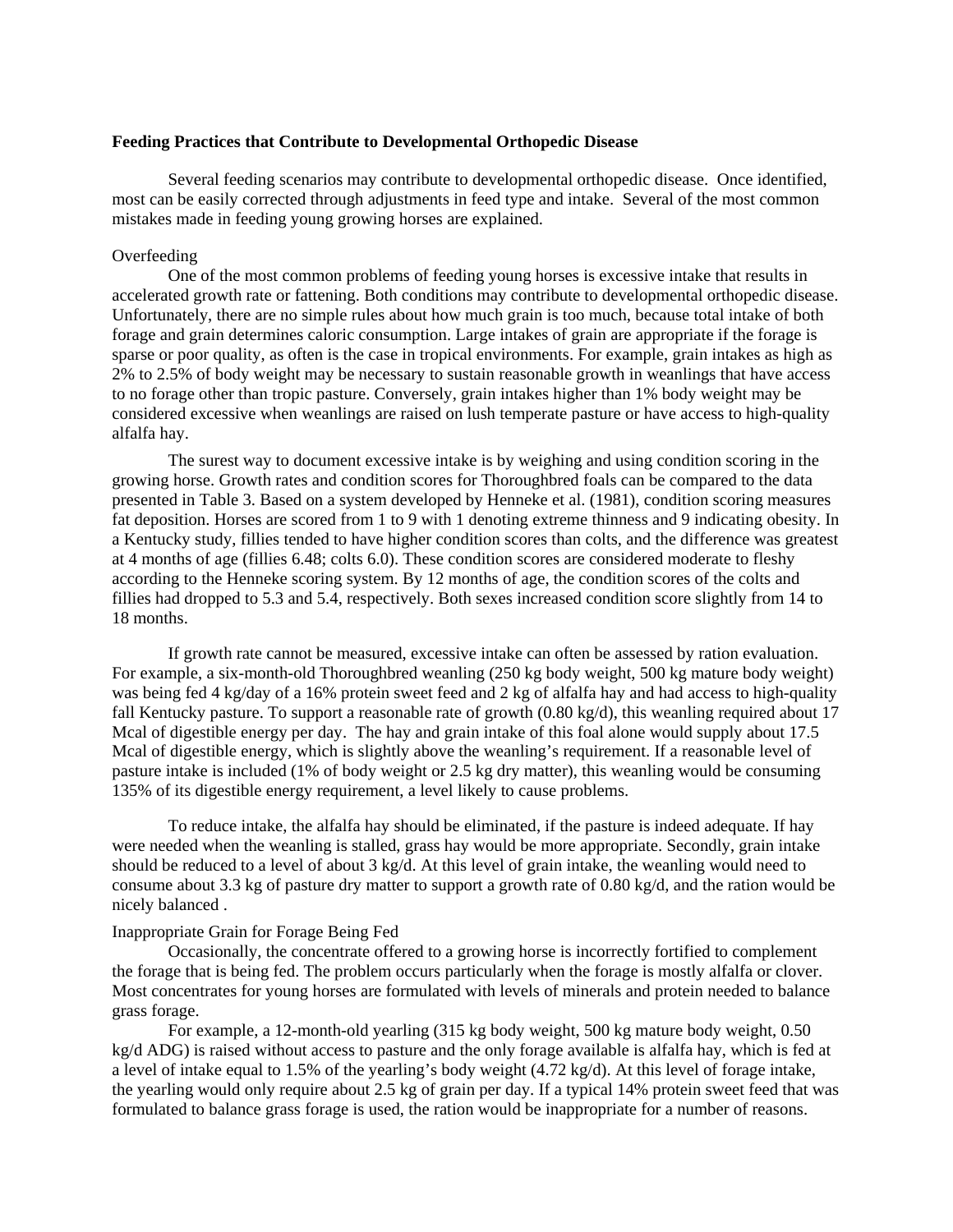**Feeding Practices that Contribute to Developmental Orthopedic Disease**

Several feeding scenarios may contribute to developmental orthopedic disease. Once identified, most can be easily corrected through adjustments in feed type and intake. Several of the most common mistakes made in feeding young growing horses are explained.

Overfeeding

One of the most common problems of feeding young horses is excessive intake that results in accelerated growth rate or fattening. Both conditions may contribute to developmental orthopedic disease. Unfortunately, there are no simple rules about how much grain is too much, because total intake of both forage and grain determines caloric consumption. Large intakes of grain are appropriate if the forage is sparse or poor quality, as often is the case in tropical environments. For example, grain intakes as high as 2% to 2.5% of body weight may be necessary to sustain reasonable growth in weanlings that have access to no forage other than tropic pasture. Conversely, grain intakes higher than 1% body weight may be considered excessive when weanlings are raised on lush temperate pasture or have access to high-quality alfalfa hay.

The surest way to document excessive intake is by weighing and using condition scoring in the growing horse. Growth rates and condition scores for Thoroughbred foals can be compared to the data presented in Table 3. Based on a system developed by Henneke et al. (1981), condition scoring measures fat deposition. Horses are scored from 1 to 9 with 1 denoting extreme thinness and 9 indicating obesity. In a Kentucky study, fillies tended to have higher condition scores than colts, and the difference was greatest at 4 months of age (fillies 6.48; colts 6.0). These condition scores are considered moderate to fleshy according to the Henneke scoring system. By 12 months of age, the condition scores of the colts and fillies had dropped to 5.3 and 5.4, respectively. Both sexes increased condition score slightly from 14 to 18 months.

If growth rate cannot be measured, excessive intake can often be assessed by ration evaluation. For example, a six-month-old Thoroughbred weanling (250 kg body weight, 500 kg mature body weight) was being fed 4 kg/day of a 16% protein sweet feed and 2 kg of alfalfa hay and had access to high-quality fall Kentucky pasture. To support a reasonable rate of growth (0.80 kg/d), this weanling required about 17 Mcal of digestible energy per day. The hay and grain intake of this foal alone would supply about 17.5 Mcal of digestible energy, which is slightly above the weanling's requirement. If a reasonable level of pasture intake is included (1% of body weight or 2.5 kg dry matter), this weanling would be consuming 135% of its digestible energy requirement, a level likely to cause problems.

To reduce intake, the alfalfa hay should be eliminated, if the pasture is indeed adequate. If hay were needed when the weanling is stalled, grass hay would be more appropriate. Secondly, grain intake should be reduced to a level of about 3 kg/d. At this level of grain intake, the weanling would need to consume about 3.3 kg of pasture dry matter to support a growth rate of 0.80 kg/d, and the ration would be nicely balanced .

Inappropriate Grain for Forage Being Fed

Occasionally, the concentrate offered to a growing horse is incorrectly fortified to complement the forage that is being fed. The problem occurs particularly when the forage is mostly alfalfa or clover. Most concentrates for young horses are formulated with levels of minerals and protein needed to balance grass forage.

For example, a 12-month-old yearling (315 kg body weight, 500 kg mature body weight, 0.50 kg/d ADG) is raised without access to pasture and the only forage available is alfalfa hay, which is fed at a level of intake equal to 1.5% of the yearling's body weight (4.72 kg/d). At this level of forage intake, the yearling would only require about 2.5 kg of grain per day. If a typical 14% protein sweet feed that was formulated to balance grass forage is used, the ration would be inappropriate for a number of reasons.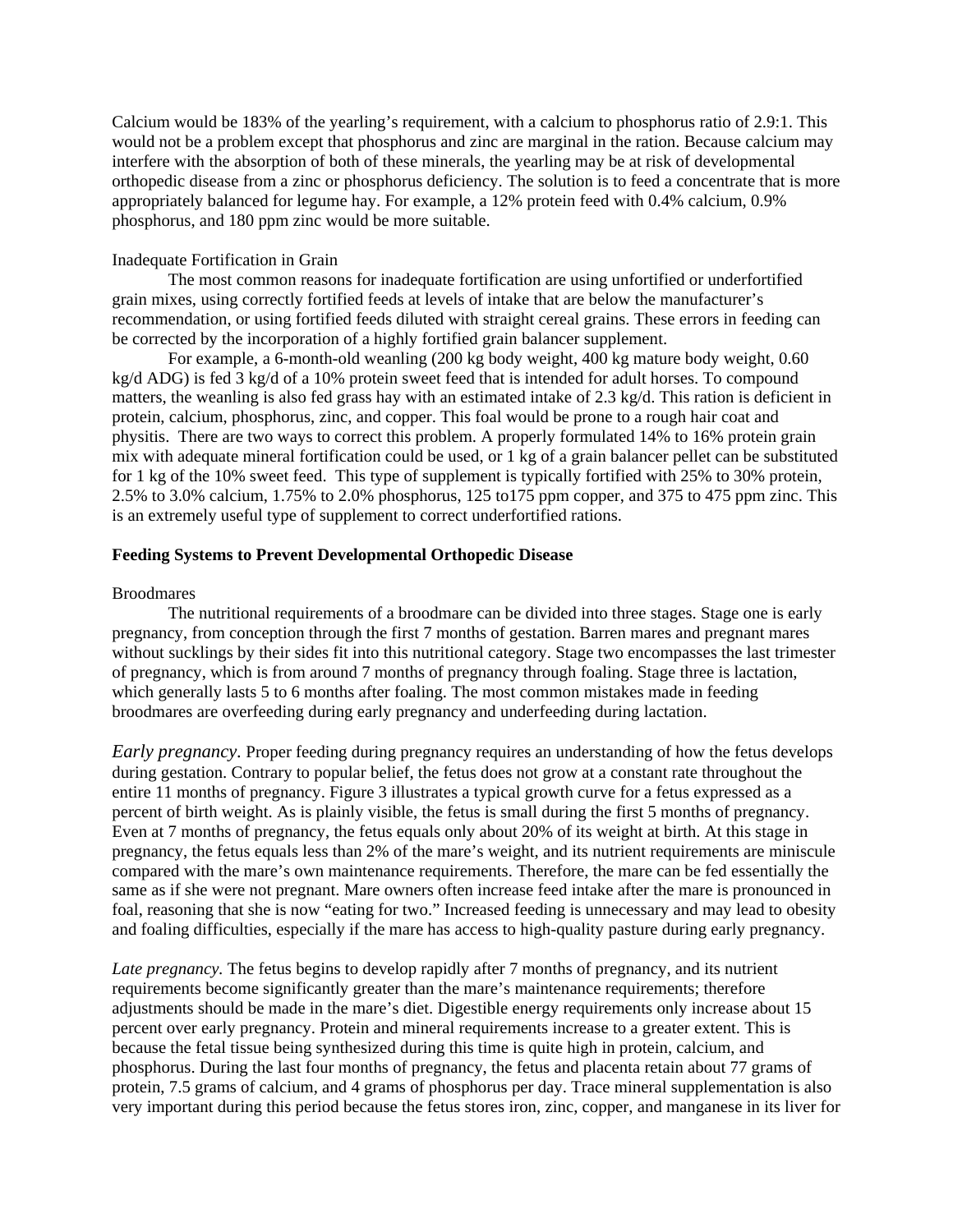Calcium would be 183% of the yearling's requirement, with a calcium to phosphorus ratio of 2.9:1. This would not be a problem except that phosphorus and zinc are marginal in the ration. Because calcium may interfere with the absorption of both of these minerals, the yearling may be at risk of developmental orthopedic disease from a zinc or phosphorus deficiency. The solution is to feed a concentrate that is more appropriately balanced for legume hay. For example, a 12% protein feed with 0.4% calcium, 0.9% phosphorus, and 180 ppm zinc would be more suitable.

Inadequate Fortification in Grain

The most common reasons for inadequate fortification are using unfortified or underfortified grain mixes, using correctly fortified feeds at levels of intake that are below the manufacturer's recommendation, or using fortified feeds diluted with straight cereal grains. These errors in feeding can be corrected by the incorporation of a highly fortified grain balancer supplement.

For example, a 6-month-old weanling (200 kg body weight, 400 kg mature body weight, 0.60 kg/d ADG) is fed 3 kg/d of a 10% protein sweet feed that is intended for adult horses. To compound matters, the weanling is also fed grass hay with an estimated intake of 2.3 kg/d. This ration is deficient in protein, calcium, phosphorus, zinc, and copper. This foal would be prone to a rough hair coat and physitis. There are two ways to correct this problem. A properly formulated 14% to 16% protein grain mix with adequate mineral fortification could be used, or 1 kg of a grain balancer pellet can be substituted for 1 kg of the 10% sweet feed. This type of supplement is typically fortified with 25% to 30% protein, 2.5% to 3.0% calcium, 1.75% to 2.0% phosphorus, 125 to175 ppm copper, and 375 to 475 ppm zinc. This is an extremely useful type of supplement to correct underfortified rations.

**Feeding Systems to Prevent Developmental Orthopedic Disease**

Broodmares

The nutritional requirements of a broodmare can be divided into three stages. Stage one is early pregnancy, from conception through the first 7 months of gestation. Barren mares and pregnant mares without sucklings by their sides fit into this nutritional category. Stage two encompasses the last trimester of pregnancy, which is from around 7 months of pregnancy through foaling. Stage three is lactation, which generally lasts 5 to 6 months after foaling. The most common mistakes made in feeding broodmares are overfeeding during early pregnancy and underfeeding during lactation.

*Early pregnancy*. Proper feeding during pregnancy requires an understanding of how the fetus develops during gestation. Contrary to popular belief, the fetus does not grow at a constant rate throughout the entire 11 months of pregnancy. Figure 3 illustrates a typical growth curve for a fetus expressed as a percent of birth weight. As is plainly visible, the fetus is small during the first 5 months of pregnancy. Even at 7 months of pregnancy, the fetus equals only about 20% of its weight at birth. At this stage in pregnancy, the fetus equals less than 2% of the mare's weight, and its nutrient requirements are miniscule compared with the mare's own maintenance requirements. Therefore, the mare can be fed essentially the same as if she were not pregnant. Mare owners often increase feed intake after the mare is pronounced in foal, reasoning that she is now "eating for two." Increased feeding is unnecessary and may lead to obesity and foaling difficulties, especially if the mare has access to high-quality pasture during early pregnancy.

*Late pregnancy.* The fetus begins to develop rapidly after 7 months of pregnancy, and its nutrient requirements become significantly greater than the mare's maintenance requirements; therefore adjustments should be made in the mare's diet. Digestible energy requirements only increase about 15 percent over early pregnancy. Protein and mineral requirements increase to a greater extent. This is because the fetal tissue being synthesized during this time is quite high in protein, calcium, and phosphorus. During the last four months of pregnancy, the fetus and placenta retain about 77 grams of protein, 7.5 grams of calcium, and 4 grams of phosphorus per day. Trace mineral supplementation is also very important during this period because the fetus stores iron, zinc, copper, and manganese in its liver for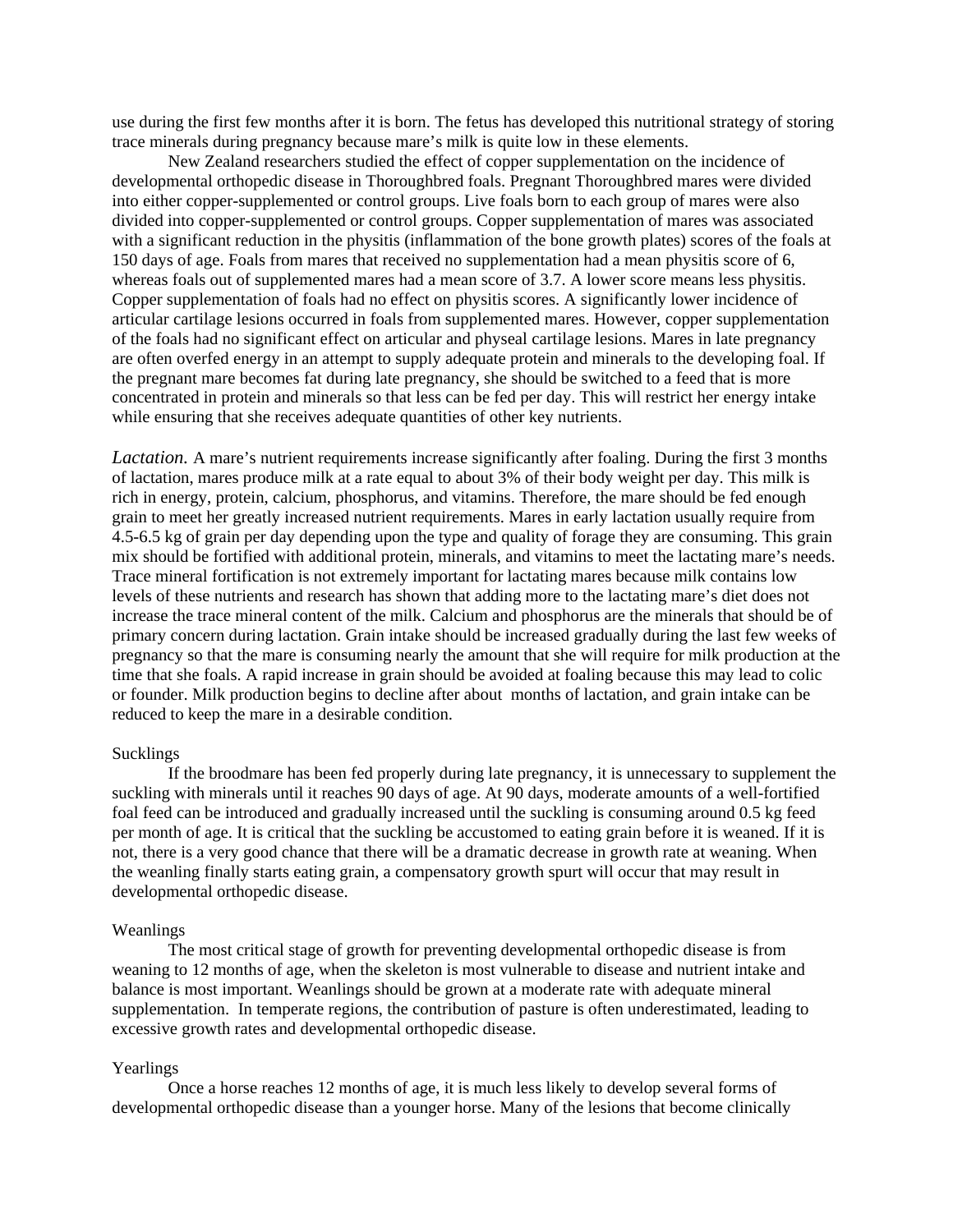use during the first few months after it is born. The fetus has developed this nutritional strategy of storing trace minerals during pregnancy because mare's milk is quite low in these elements.

New Zealand researchers studied the effect of copper supplementation on the incidence of developmental orthopedic disease in Thoroughbred foals. Pregnant Thoroughbred mares were divided into either copper-supplemented or control groups. Live foals born to each group of mares were also divided into copper-supplemented or control groups. Copper supplementation of mares was associated with a significant reduction in the physitis (inflammation of the bone growth plates) scores of the foals at 150 days of age. Foals from mares that received no supplementation had a mean physitis score of 6, whereas foals out of supplemented mares had a mean score of 3.7. A lower score means less physitis. Copper supplementation of foals had no effect on physitis scores. A significantly lower incidence of articular cartilage lesions occurred in foals from supplemented mares. However, copper supplementation of the foals had no significant effect on articular and physeal cartilage lesions. Mares in late pregnancy are often overfed energy in an attempt to supply adequate protein and minerals to the developing foal. If the pregnant mare becomes fat during late pregnancy, she should be switched to a feed that is more concentrated in protein and minerals so that less can be fed per day. This will restrict her energy intake while ensuring that she receives adequate quantities of other key nutrients.

*Lactation.* A mare's nutrient requirements increase significantly after foaling. During the first 3 months of lactation, mares produce milk at a rate equal to about 3% of their body weight per day. This milk is rich in energy, protein, calcium, phosphorus, and vitamins. Therefore, the mare should be fed enough grain to meet her greatly increased nutrient requirements. Mares in early lactation usually require from 4.5-6.5 kg of grain per day depending upon the type and quality of forage they are consuming. This grain mix should be fortified with additional protein, minerals, and vitamins to meet the lactating mare's needs. Trace mineral fortification is not extremely important for lactating mares because milk contains low levels of these nutrients and research has shown that adding more to the lactating mare's diet does not increase the trace mineral content of the milk. Calcium and phosphorus are the minerals that should be of primary concern during lactation. Grain intake should be increased gradually during the last few weeks of pregnancy so that the mare is consuming nearly the amount that she will require for milk production at the time that she foals. A rapid increase in grain should be avoided at foaling because this may lead to colic or founder. Milk production begins to decline after about  months of lactation, and grain intake can be reduced to keep the mare in a desirable condition.

## Sucklings

If the broodmare has been fed properly during late pregnancy, it is unnecessary to supplement the suckling with minerals until it reaches 90 days of age. At 90 days, moderate amounts of a well-fortified foal feed can be introduced and gradually increased until the suckling is consuming around 0.5 kg feed per month of age. It is critical that the suckling be accustomed to eating grain before it is weaned. If it is not, there is a very good chance that there will be a dramatic decrease in growth rate at weaning. When the weanling finally starts eating grain, a compensatory growth spurt will occur that may result in developmental orthopedic disease.

## Weanlings

The most critical stage of growth for preventing developmental orthopedic disease is from weaning to 12 months of age, when the skeleton is most vulnerable to disease and nutrient intake and balance is most important. Weanlings should be grown at a moderate rate with adequate mineral supplementation. In temperate regions, the contribution of pasture is often underestimated, leading to excessive growth rates and developmental orthopedic disease.

## Yearlings

Once a horse reaches 12 months of age, it is much less likely to develop several forms of developmental orthopedic disease than a younger horse. Many of the lesions that become clinically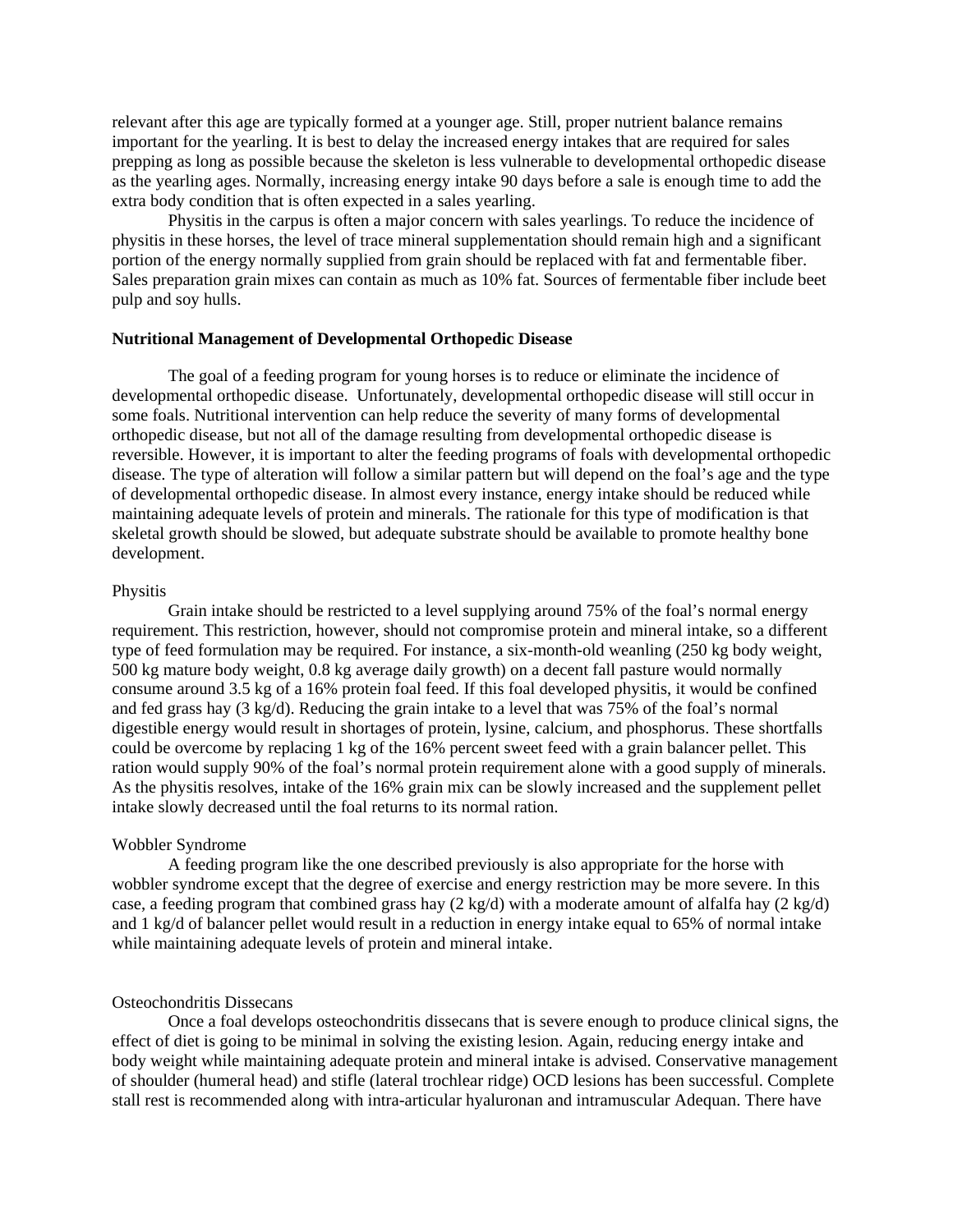relevant after this age are typically formed at a younger age. Still, proper nutrient balance remains important for the yearling. It is best to delay the increased energy intakes that are required for sales prepping as long as possible because the skeleton is less vulnerable to developmental orthopedic disease as the yearling ages. Normally, increasing energy intake 90 days before a sale is enough time to add the extra body condition that is often expected in a sales yearling.

Physitis in the carpus is often a major concern with sales yearlings. To reduce the incidence of physitis in these horses, the level of trace mineral supplementation should remain high and a significant portion of the energy normally supplied from grain should be replaced with fat and fermentable fiber. Sales preparation grain mixes can contain as much as 10% fat. Sources of fermentable fiber include beet pulp and soy hulls.

**Nutritional Management of Developmental Orthopedic Disease**

The goal of a feeding program for young horses is to reduce or eliminate the incidence of developmental orthopedic disease. Unfortunately, developmental orthopedic disease will still occur in some foals. Nutritional intervention can help reduce the severity of many forms of developmental orthopedic disease, but not all of the damage resulting from developmental orthopedic disease is reversible. However, it is important to alter the feeding programs of foals with developmental orthopedic disease. The type of alteration will follow a similar pattern but will depend on the foal's age and the type of developmental orthopedic disease. In almost every instance, energy intake should be reduced while maintaining adequate levels of protein and minerals. The rationale for this type of modification is that skeletal growth should be slowed, but adequate substrate should be available to promote healthy bone development.

Physitis

Grain intake should be restricted to a level supplying around 75% of the foal's normal energy requirement. This restriction, however, should not compromise protein and mineral intake, so a different type of feed formulation may be required. For instance, a six-month-old weanling (250 kg body weight, 500 kg mature body weight, 0.8 kg average daily growth) on a decent fall pasture would normally consume around 3.5 kg of a 16% protein foal feed. If this foal developed physitis, it would be confined and fed grass hay (3 kg/d). Reducing the grain intake to a level that was 75% of the foal's normal digestible energy would result in shortages of protein, lysine, calcium, and phosphorus. These shortfalls could be overcome by replacing 1 kg of the 16% percent sweet feed with a grain balancer pellet. This ration would supply 90% of the foal's normal protein requirement alone with a good supply of minerals. As the physitis resolves, intake of the 16% grain mix can be slowly increased and the supplement pellet intake slowly decreased until the foal returns to its normal ration.

Wobbler Syndrome

A feeding program like the one described previously is also appropriate for the horse with wobbler syndrome except that the degree of exercise and energy restriction may be more severe. In this case, a feeding program that combined grass hay (2 kg/d) with a moderate amount of alfalfa hay (2 kg/d) and 1 kg/d of balancer pellet would result in a reduction in energy intake equal to 65% of normal intake while maintaining adequate levels of protein and mineral intake.

Osteochondritis Dissecans

Once a foal develops osteochondritis dissecans that is severe enough to produce clinical signs, the effect of diet is going to be minimal in solving the existing lesion. Again, reducing energy intake and body weight while maintaining adequate protein and mineral intake is advised. Conservative management of shoulder (humeral head) and stifle (lateral trochlear ridge) OCD lesions has been successful. Complete stall rest is recommended along with intra-articular hyaluronan and intramuscular Adequan. There have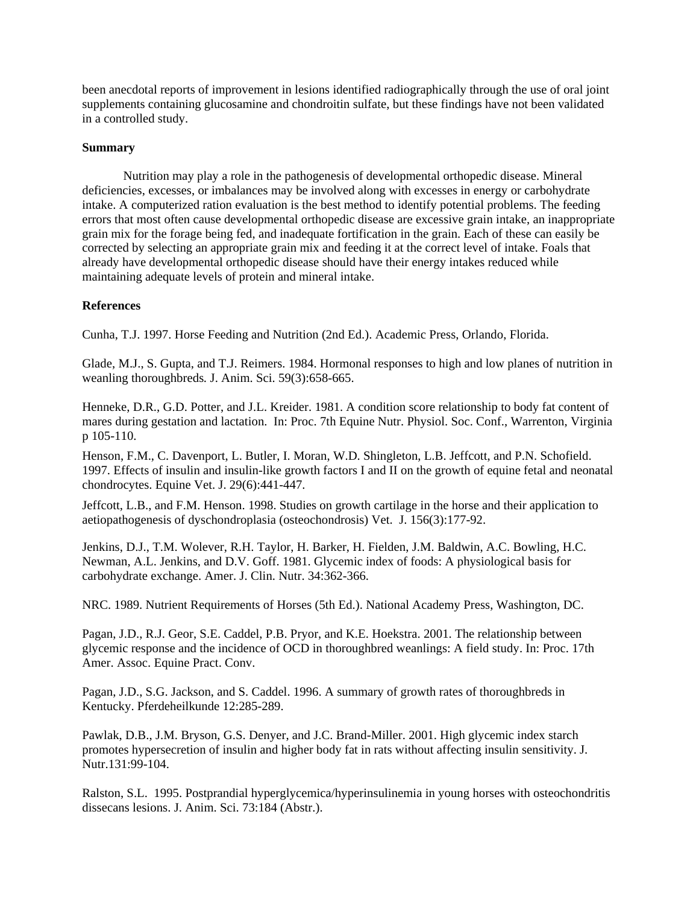been anecdotal reports of improvement in lesions identified radiographically through the use of oral joint supplements containing glucosamine and chondroitin sulfate, but these findings have not been validated in a controlled study.

**Summary**

Nutrition may play a role in the pathogenesis of developmental orthopedic disease. Mineral deficiencies, excesses, or imbalances may be involved along with excesses in energy or carbohydrate intake. A computerized ration evaluation is the best method to identify potential problems. The feeding errors that most often cause developmental orthopedic disease are excessive grain intake, an inappropriate grain mix for the forage being fed, and inadequate fortification in the grain. Each of these can easily be corrected by selecting an appropriate grain mix and feeding it at the correct level of intake. Foals that already have developmental orthopedic disease should have their energy intakes reduced while maintaining adequate levels of protein and mineral intake.

**References**

Cunha, T.J. 1997. Horse Feeding and Nutrition (2nd Ed.). Academic Press, Orlando, Florida.

Glade, M.J., S. Gupta, and T.J. Reimers. 1984. Hormonal responses to high and low planes of nutrition in weanling thoroughbreds. J. Anim. Sci. 59(3):658-665.

Henneke, D.R., G.D. Potter, and J.L. Kreider. 1981. A condition score relationship to body fat content of mares during gestation and lactation. In: Proc. 7th Equine Nutr. Physiol. Soc. Conf., Warrenton, Virginia p 105-110.

Henson, F.M., C. Davenport, L. Butler, I. Moran, W.D. Shingleton, L.B. Jeffcott, and P.N. Schofield. 1997. Effects of insulin and insulin-like growth factors I and II on the growth of equine fetal and neonatal chondrocytes. Equine Vet. J. 29(6):441-447.

Jeffcott, L.B., and F.M. Henson. 1998. Studies on growth cartilage in the horse and their application to aetiopathogenesis of dyschondroplasia (osteochondrosis) Vet. J. 156(3):177-92.

Jenkins, D.J., T.M. Wolever, R.H. Taylor, H. Barker, H. Fielden, J.M. Baldwin, A.C. Bowling, H.C. Newman, A.L. Jenkins, and D.V. Goff. 1981. Glycemic index of foods: A physiological basis for carbohydrate exchange. Amer. J. Clin. Nutr. 34:362-366.

NRC. 1989. Nutrient Requirements of Horses (5th Ed.). National Academy Press, Washington, DC.

Pagan, J.D., R.J. Geor, S.E. Caddel, P.B. Pryor, and K.E. Hoekstra. 2001. The relationship between glycemic response and the incidence of OCD in thoroughbred weanlings: A field study. In: Proc. 17th Amer. Assoc. Equine Pract. Conv.

Pagan, J.D., S.G. Jackson, and S. Caddel. 1996. A summary of growth rates of thoroughbreds in Kentucky. Pferdeheilkunde 12:285-289.

Pawlak, D.B., J.M. Bryson, G.S. Denyer, and J.C. Brand-Miller. 2001. High glycemic index starch promotes hypersecretion of insulin and higher body fat in rats without affecting insulin sensitivity. J. Nutr.131:99-104.

Ralston, S.L. 1995. Postprandial hyperglycemica/hyperinsulinemia in young horses with osteochondritis dissecans lesions. J. Anim. Sci. 73:184 (Abstr.).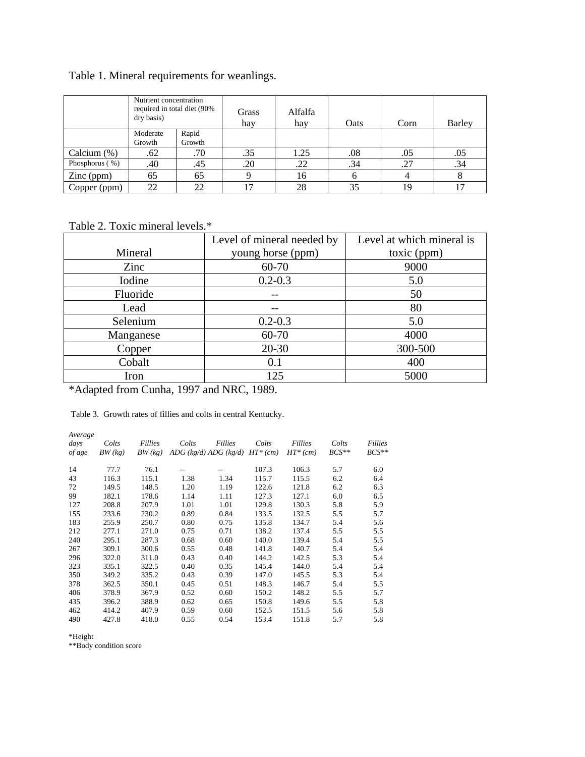Table 1. Mineral requirements for weanlings.

| | Nutrient concentration required in total diet (90% dry basis) | | Grass hay | Alfalfa hay | Oats | Corn | Barley |
|---|---|---|---|---|---|---|---|
| | Moderate Growth | Rapid Growth | | | | | |
| Calcium (%) | .62 | .70 | .35 | 1.25 | .08 | .05 | .05 |
| Phosphorus ( %) | .40 | .45 | .20 | .22 | .34 | .27 | .34 |
| Zinc (ppm) | 65 | 65 | 9 | 16 | 6 | 4 | 8 |
| Copper (ppm) | 22 | 22 | 17 | 28 | 35 | 19 | 17 |

Table 2. Toxic mineral levels.*

| Mineral | Level of mineral needed by young horse (ppm) | Level at which mineral is toxic (ppm) |
|---|---|---|
| Zinc | 60-70 | 9000 |
| Iodine | 0.2-0.3 | 5.0 |
| Fluoride | -- | 50 |
| Lead | -- | 80 |
| Selenium | 0.2-0.3 | 5.0 |
| Manganese | 60-70 | 4000 |
| Copper | 20-30 | 300-500 |
| Cobalt | 0.1 | 400 |
| Iron | 125 | 5000 |

*Adapted from Cunha, 1997 and NRC, 1989.

Table 3. Growth rates of fillies and colts in central Kentucky.

| *Average days of age* | *Colts BW (kg)* | *Fillies BW (kg)* | *Colts ADG (kg/d)* | *Fillies ADG (kg/d)* | *Colts HT* (cm)* | *Fillies HT* (cm)* | *Colts BCS*** | *Fillies BCS*** |
|---|---|---|---|---|---|---|---|---|
| 14 | 77.7 | 76.1 | -- | -- | 107.3 | 106.3 | 5.7 | 6.0 |
| 43 | 116.3 | 115.1 | 1.38 | 1.34 | 115.7 | 115.5 | 6.2 | 6.4 |
| 72 | 149.5 | 148.5 | 1.20 | 1.19 | 122.6 | 121.8 | 6.2 | 6.3 |
| 99 | 182.1 | 178.6 | 1.14 | 1.11 | 127.3 | 127.1 | 6.0 | 6.5 |
| 127 | 208.8 | 207.9 | 1.01 | 1.01 | 129.8 | 130.3 | 5.8 | 5.9 |
| 155 | 233.6 | 230.2 | 0.89 | 0.84 | 133.5 | 132.5 | 5.5 | 5.7 |
| 183 | 255.9 | 250.7 | 0.80 | 0.75 | 135.8 | 134.7 | 5.4 | 5.6 |
| 212 | 277.1 | 271.0 | 0.75 | 0.71 | 138.2 | 137.4 | 5.5 | 5.5 |
| 240 | 295.1 | 287.3 | 0.68 | 0.60 | 140.0 | 139.4 | 5.4 | 5.5 |
| 267 | 309.1 | 300.6 | 0.55 | 0.48 | 141.8 | 140.7 | 5.4 | 5.4 |
| 296 | 322.0 | 311.0 | 0.43 | 0.40 | 144.2 | 142.5 | 5.3 | 5.4 |
| 323 | 335.1 | 322.5 | 0.40 | 0.35 | 145.4 | 144.0 | 5.4 | 5.4 |
| 350 | 349.2 | 335.2 | 0.43 | 0.39 | 147.0 | 145.5 | 5.3 | 5.4 |
| 378 | 362.5 | 350.1 | 0.45 | 0.51 | 148.3 | 146.7 | 5.4 | 5.5 |
| 406 | 378.9 | 367.9 | 0.52 | 0.60 | 150.2 | 148.2 | 5.5 | 5.7 |
| 435 | 396.2 | 388.9 | 0.62 | 0.65 | 150.8 | 149.6 | 5.5 | 5.8 |
| 462 | 414.2 | 407.9 | 0.59 | 0.60 | 152.5 | 151.5 | 5.6 | 5.8 |
| 490 | 427.8 | 418.0 | 0.55 | 0.54 | 153.4 | 151.8 | 5.7 | 5.8 |

*Height

**Body condition score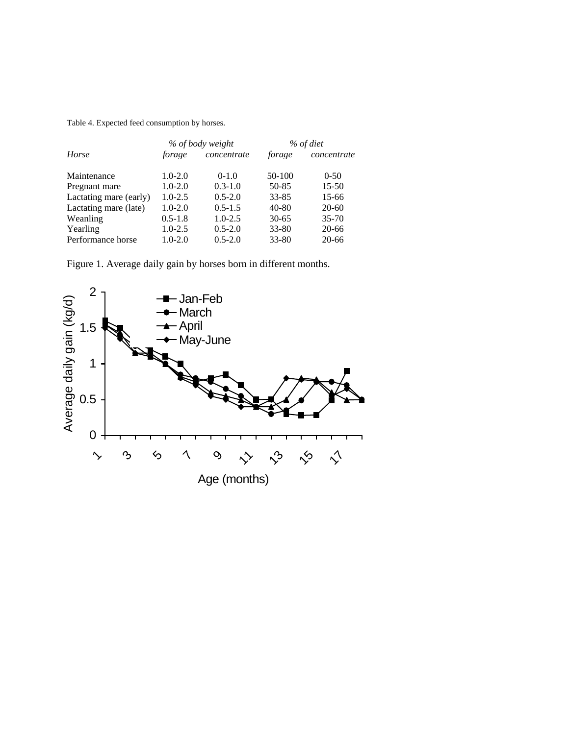Table 4. Expected feed consumption by horses.

| Horse | % of body weight | | % of diet | |
|---|---|---|---|---|
| | *forage* | *concentrate* | *forage* | *concentrate* |
| Maintenance | 1.0-2.0 | 0-1.0 | 50-100 | 0-50 |
| Pregnant mare | 1.0-2.0 | 0.3-1.0 | 50-85 | 15-50 |
| Lactating mare (early) | 1.0-2.5 | 0.5-2.0 | 33-85 | 15-66 |
| Lactating mare (late) | 1.0-2.0 | 0.5-1.5 | 40-80 | 20-60 |
| Weanling | 0.5-1.8 | 1.0-2.5 | 30-65 | 35-70 |
| Yearling | 1.0-2.5 | 0.5-2.0 | 33-80 | 20-66 |
| Performance horse | 1.0-2.0 | 0.5-2.0 | 33-80 | 20-66 |

Figure 1. Average daily gain by horses born in different months.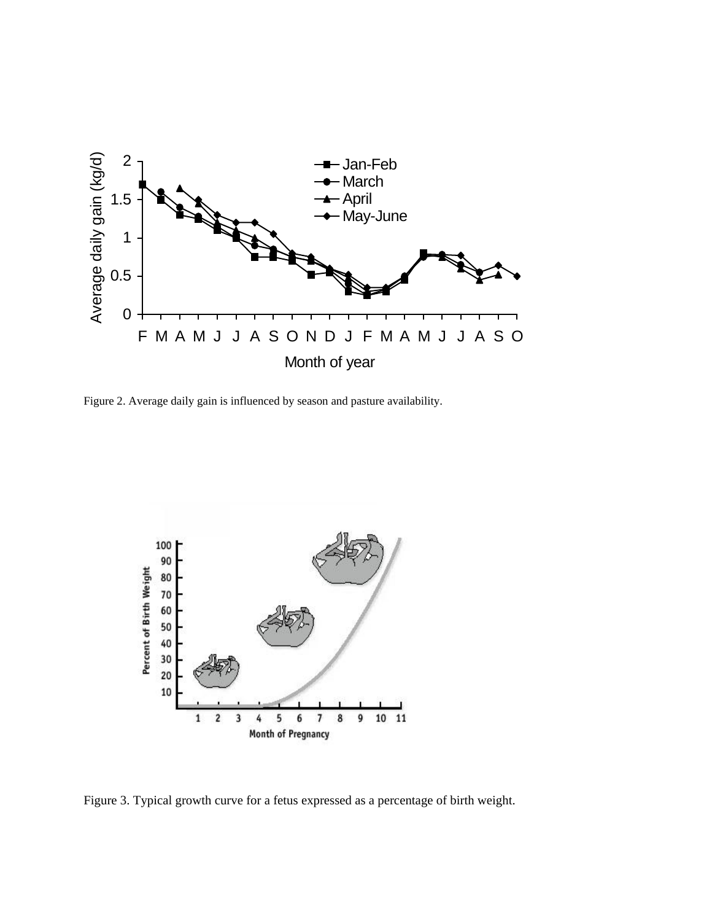Average daily gain (kg/d)

2
1.5
1
0.5
0

F M A M J J A S O N D J F M A M J J A S O

Month of year

Jan-Feb
March
April
May-June

Figure 2. Average daily gain is influenced by season and pasture availability.

Percent of Birth Weight

100
90
80
70
60
50
40
30
20
10

1 2 3 4 5 6 7 8 9 10 11

Month of Pregnancy

Figure 3. Typical growth curve for a fetus expressed as a percentage of birth weight.